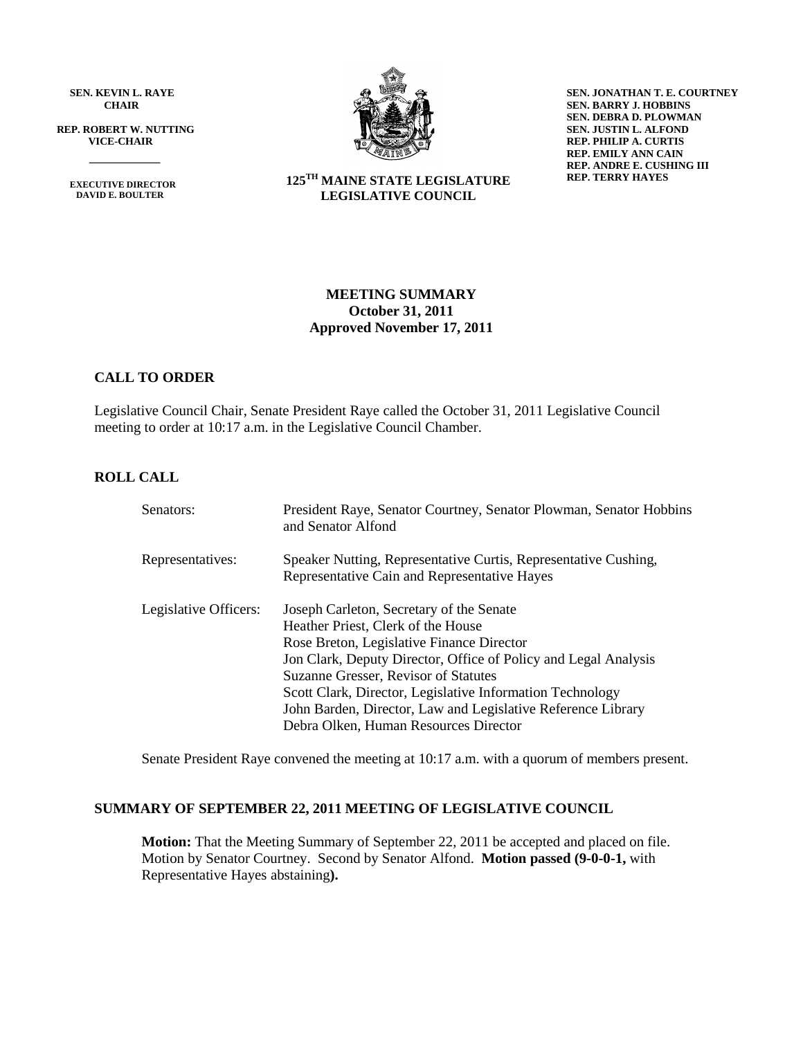**SEN. KEVIN L. RAYE**
**CHAIR**

**REP. ROBERT W. NUTTING**
**VICE-CHAIR**

**EXECUTIVE DIRECTOR**
**DAVID E. BOULTER**

**125TH MAINE STATE LEGISLATURE**
**LEGISLATIVE COUNCIL**

**SEN. JONATHAN T. E. COURTNEY**
**SEN. BARRY J. HOBBINS**
**SEN. DEBRA D. PLOWMAN**
**SEN. JUSTIN L. ALFOND**
**REP. PHILIP A. CURTIS**
**REP. EMILY ANN CAIN**
**REP. ANDRE E. CUSHING III**
**REP. TERRY HAYES**

**MEETING SUMMARY**
**October 31, 2011**
**Approved November 17, 2011**

## CALL TO ORDER

Legislative Council Chair, Senate President Raye called the October 31, 2011 Legislative Council meeting to order at 10:17 a.m. in the Legislative Council Chamber.

## ROLL CALL

| | |
|---|---|
| Senators: | President Raye, Senator Courtney, Senator Plowman, Senator Hobbins and Senator Alfond |
| Representatives: | Speaker Nutting, Representative Curtis, Representative Cushing, Representative Cain and Representative Hayes |
| Legislative Officers: | Joseph Carleton, Secretary of the Senate<br>Heather Priest, Clerk of the House<br>Rose Breton, Legislative Finance Director<br>Jon Clark, Deputy Director, Office of Policy and Legal Analysis<br>Suzanne Gresser, Revisor of Statutes<br>Scott Clark, Director, Legislative Information Technology<br>John Barden, Director, Law and Legislative Reference Library<br>Debra Olken, Human Resources Director |

Senate President Raye convened the meeting at 10:17 a.m. with a quorum of members present.

## SUMMARY OF SEPTEMBER 22, 2011 MEETING OF LEGISLATIVE COUNCIL

**Motion:** That the Meeting Summary of September 22, 2011 be accepted and placed on file. Motion by Senator Courtney. Second by Senator Alfond. **Motion passed (9-0-0-1,** with Representative Hayes abstaining**).**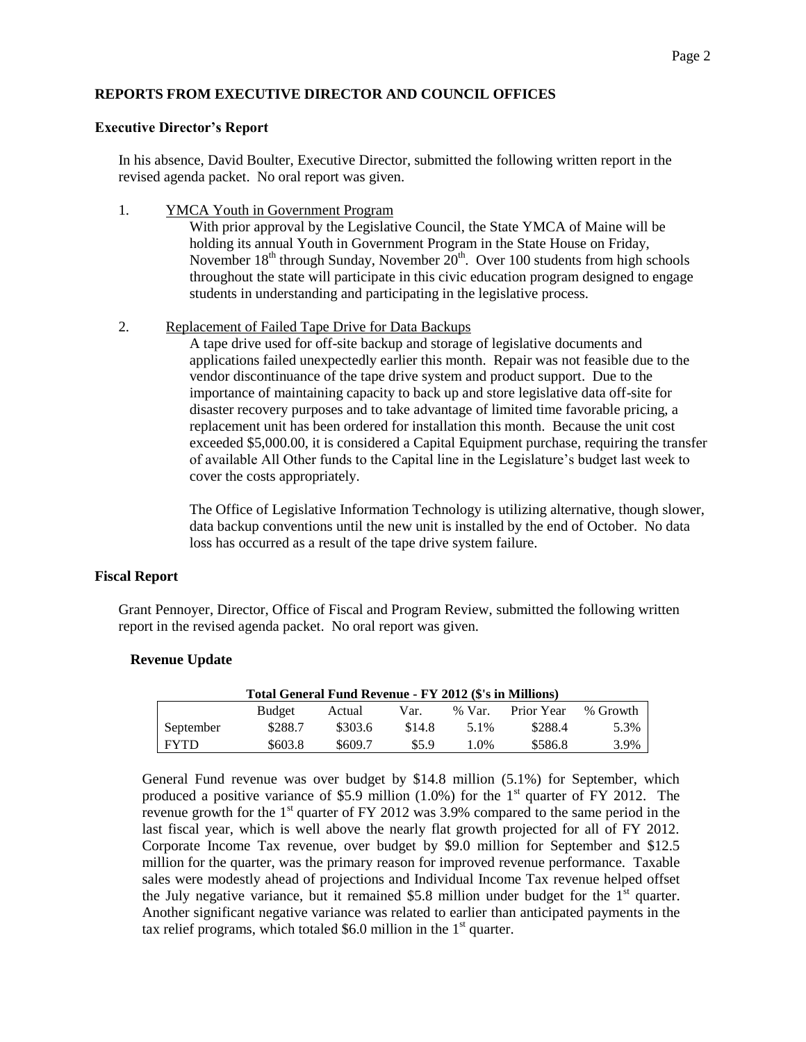## REPORTS FROM EXECUTIVE DIRECTOR AND COUNCIL OFFICES

### Executive Director's Report

In his absence, David Boulter, Executive Director, submitted the following written report in the revised agenda packet. No oral report was given.

1. YMCA Youth in Government Program

   With prior approval by the Legislative Council, the State YMCA of Maine will be holding its annual Youth in Government Program in the State House on Friday, November 18th through Sunday, November 20th. Over 100 students from high schools throughout the state will participate in this civic education program designed to engage students in understanding and participating in the legislative process.

2. Replacement of Failed Tape Drive for Data Backups

   A tape drive used for off-site backup and storage of legislative documents and applications failed unexpectedly earlier this month. Repair was not feasible due to the vendor discontinuance of the tape drive system and product support. Due to the importance of maintaining capacity to back up and store legislative data off-site for disaster recovery purposes and to take advantage of limited time favorable pricing, a replacement unit has been ordered for installation this month. Because the unit cost exceeded $5,000.00, it is considered a Capital Equipment purchase, requiring the transfer of available All Other funds to the Capital line in the Legislature's budget last week to cover the costs appropriately.

   The Office of Legislative Information Technology is utilizing alternative, though slower, data backup conventions until the new unit is installed by the end of October. No data loss has occurred as a result of the tape drive system failure.

### Fiscal Report

Grant Pennoyer, Director, Office of Fiscal and Program Review, submitted the following written report in the revised agenda packet. No oral report was given.

#### Revenue Update

**Total General Fund Revenue - FY 2012 ($'s in Millions)**

| | Budget | Actual | Var. | % Var. | Prior Year | % Growth |
|---|---|---|---|---|---|---|
| September | $288.7 | $303.6 | $14.8 | 5.1% | $288.4 | 5.3% |
| FYTD | $603.8 | $609.7 | $5.9 | 1.0% | $586.8 | 3.9% |

General Fund revenue was over budget by $14.8 million (5.1%) for September, which produced a positive variance of $5.9 million (1.0%) for the 1st quarter of FY 2012. The revenue growth for the 1st quarter of FY 2012 was 3.9% compared to the same period in the last fiscal year, which is well above the nearly flat growth projected for all of FY 2012. Corporate Income Tax revenue, over budget by $9.0 million for September and $12.5 million for the quarter, was the primary reason for improved revenue performance. Taxable sales were modestly ahead of projections and Individual Income Tax revenue helped offset the July negative variance, but it remained $5.8 million under budget for the 1st quarter. Another significant negative variance was related to earlier than anticipated payments in the tax relief programs, which totaled $6.0 million in the 1st quarter.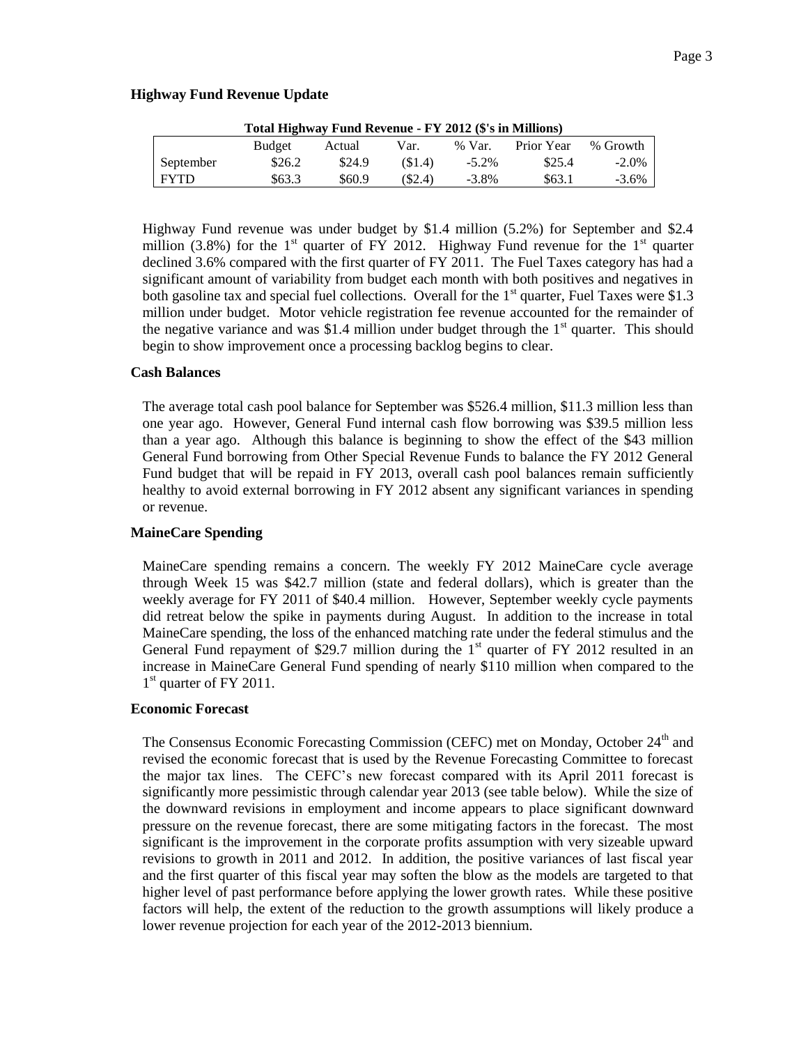### Highway Fund Revenue Update

**Total Highway Fund Revenue - FY 2012 ($'s in Millions)**

| | Budget | Actual | Var. | % Var. | Prior Year | % Growth |
|---|---|---|---|---|---|---|
| September | $26.2 | $24.9 | ($1.4) | -5.2% | $25.4 | -2.0% |
| FYTD | $63.3 | $60.9 | ($2.4) | -3.8% | $63.1 | -3.6% |

Highway Fund revenue was under budget by $1.4 million (5.2%) for September and $2.4 million (3.8%) for the 1st quarter of FY 2012. Highway Fund revenue for the 1st quarter declined 3.6% compared with the first quarter of FY 2011. The Fuel Taxes category has had a significant amount of variability from budget each month with both positives and negatives in both gasoline tax and special fuel collections. Overall for the 1st quarter, Fuel Taxes were $1.3 million under budget. Motor vehicle registration fee revenue accounted for the remainder of the negative variance and was $1.4 million under budget through the 1st quarter. This should begin to show improvement once a processing backlog begins to clear.

### Cash Balances

The average total cash pool balance for September was $526.4 million, $11.3 million less than one year ago. However, General Fund internal cash flow borrowing was $39.5 million less than a year ago. Although this balance is beginning to show the effect of the $43 million General Fund borrowing from Other Special Revenue Funds to balance the FY 2012 General Fund budget that will be repaid in FY 2013, overall cash pool balances remain sufficiently healthy to avoid external borrowing in FY 2012 absent any significant variances in spending or revenue.

### MaineCare Spending

MaineCare spending remains a concern. The weekly FY 2012 MaineCare cycle average through Week 15 was $42.7 million (state and federal dollars), which is greater than the weekly average for FY 2011 of $40.4 million. However, September weekly cycle payments did retreat below the spike in payments during August. In addition to the increase in total MaineCare spending, the loss of the enhanced matching rate under the federal stimulus and the General Fund repayment of $29.7 million during the 1st quarter of FY 2012 resulted in an increase in MaineCare General Fund spending of nearly $110 million when compared to the 1st quarter of FY 2011.

### Economic Forecast

The Consensus Economic Forecasting Commission (CEFC) met on Monday, October 24th and revised the economic forecast that is used by the Revenue Forecasting Committee to forecast the major tax lines. The CEFC's new forecast compared with its April 2011 forecast is significantly more pessimistic through calendar year 2013 (see table below). While the size of the downward revisions in employment and income appears to place significant downward pressure on the revenue forecast, there are some mitigating factors in the forecast. The most significant is the improvement in the corporate profits assumption with very sizeable upward revisions to growth in 2011 and 2012. In addition, the positive variances of last fiscal year and the first quarter of this fiscal year may soften the blow as the models are targeted to that higher level of past performance before applying the lower growth rates. While these positive factors will help, the extent of the reduction to the growth assumptions will likely produce a lower revenue projection for each year of the 2012-2013 biennium.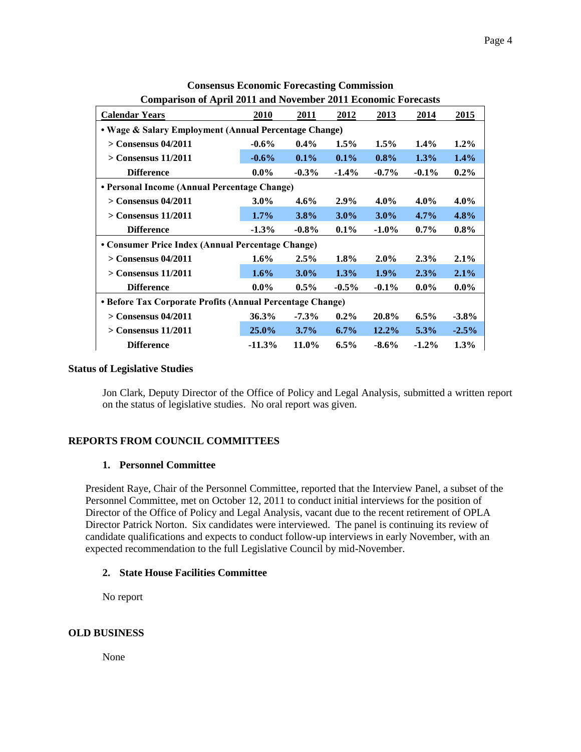**Consensus Economic Forecasting Commission**
**Comparison of April 2011 and November 2011 Economic Forecasts**

| Calendar Years | 2010 | 2011 | 2012 | 2013 | 2014 | 2015 |
|---|---|---|---|---|---|---|
| **• Wage & Salary Employment (Annual Percentage Change)** | | | | | | |
| > Consensus 04/2011 | -0.6% | 0.4% | 1.5% | 1.5% | 1.4% | 1.2% |
| > Consensus 11/2011 | -0.6% | 0.1% | 0.1% | 0.8% | 1.3% | 1.4% |
| Difference | 0.0% | -0.3% | -1.4% | -0.7% | -0.1% | 0.2% |
| **• Personal Income (Annual Percentage Change)** | | | | | | |
| > Consensus 04/2011 | 3.0% | 4.6% | 2.9% | 4.0% | 4.0% | 4.0% |
| > Consensus 11/2011 | 1.7% | 3.8% | 3.0% | 3.0% | 4.7% | 4.8% |
| Difference | -1.3% | -0.8% | 0.1% | -1.0% | 0.7% | 0.8% |
| **• Consumer Price Index (Annual Percentage Change)** | | | | | | |
| > Consensus 04/2011 | 1.6% | 2.5% | 1.8% | 2.0% | 2.3% | 2.1% |
| > Consensus 11/2011 | 1.6% | 3.0% | 1.3% | 1.9% | 2.3% | 2.1% |
| Difference | 0.0% | 0.5% | -0.5% | -0.1% | 0.0% | 0.0% |
| **• Before Tax Corporate Profits (Annual Percentage Change)** | | | | | | |
| > Consensus 04/2011 | 36.3% | -7.3% | 0.2% | 20.8% | 6.5% | -3.8% |
| > Consensus 11/2011 | 25.0% | 3.7% | 6.7% | 12.2% | 5.3% | -2.5% |
| Difference | -11.3% | 11.0% | 6.5% | -8.6% | -1.2% | 1.3% |

### Status of Legislative Studies

Jon Clark, Deputy Director of the Office of Policy and Legal Analysis, submitted a written report on the status of legislative studies. No oral report was given.

## REPORTS FROM COUNCIL COMMITTEES

### 1. Personnel Committee

President Raye, Chair of the Personnel Committee, reported that the Interview Panel, a subset of the Personnel Committee, met on October 12, 2011 to conduct initial interviews for the position of Director of the Office of Policy and Legal Analysis, vacant due to the recent retirement of OPLA Director Patrick Norton. Six candidates were interviewed. The panel is continuing its review of candidate qualifications and expects to conduct follow-up interviews in early November, with an expected recommendation to the full Legislative Council by mid-November.

### 2. State House Facilities Committee

No report

## OLD BUSINESS

None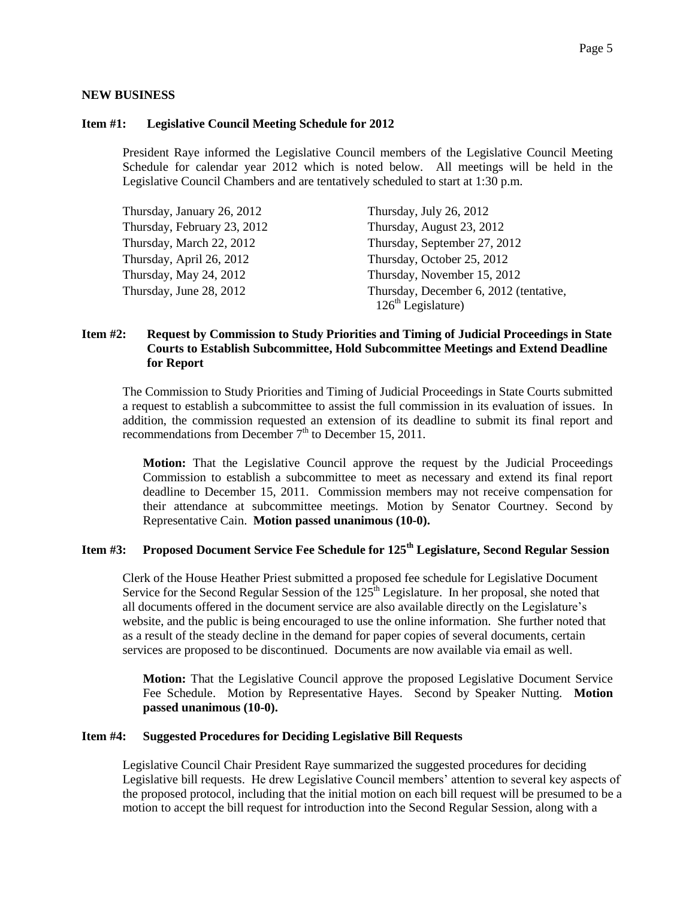## NEW BUSINESS

### Item #1: Legislative Council Meeting Schedule for 2012

President Raye informed the Legislative Council members of the Legislative Council Meeting Schedule for calendar year 2012 which is noted below. All meetings will be held in the Legislative Council Chambers and are tentatively scheduled to start at 1:30 p.m.

| | |
|---|---|
| Thursday, January 26, 2012 | Thursday, July 26, 2012 |
| Thursday, February 23, 2012 | Thursday, August 23, 2012 |
| Thursday, March 22, 2012 | Thursday, September 27, 2012 |
| Thursday, April 26, 2012 | Thursday, October 25, 2012 |
| Thursday, May 24, 2012 | Thursday, November 15, 2012 |
| Thursday, June 28, 2012 | Thursday, December 6, 2012 (tentative, 126th Legislature) |

### Item #2: Request by Commission to Study Priorities and Timing of Judicial Proceedings in State Courts to Establish Subcommittee, Hold Subcommittee Meetings and Extend Deadline for Report

The Commission to Study Priorities and Timing of Judicial Proceedings in State Courts submitted a request to establish a subcommittee to assist the full commission in its evaluation of issues. In addition, the commission requested an extension of its deadline to submit its final report and recommendations from December 7th to December 15, 2011.

> **Motion:** That the Legislative Council approve the request by the Judicial Proceedings Commission to establish a subcommittee to meet as necessary and extend its final report deadline to December 15, 2011. Commission members may not receive compensation for their attendance at subcommittee meetings. Motion by Senator Courtney. Second by Representative Cain. **Motion passed unanimous (10-0).**

### Item #3: Proposed Document Service Fee Schedule for 125th Legislature, Second Regular Session

Clerk of the House Heather Priest submitted a proposed fee schedule for Legislative Document Service for the Second Regular Session of the 125th Legislature. In her proposal, she noted that all documents offered in the document service are also available directly on the Legislature's website, and the public is being encouraged to use the online information. She further noted that as a result of the steady decline in the demand for paper copies of several documents, certain services are proposed to be discontinued. Documents are now available via email as well.

> **Motion:** That the Legislative Council approve the proposed Legislative Document Service Fee Schedule. Motion by Representative Hayes. Second by Speaker Nutting. **Motion passed unanimous (10-0).**

### Item #4: Suggested Procedures for Deciding Legislative Bill Requests

Legislative Council Chair President Raye summarized the suggested procedures for deciding Legislative bill requests. He drew Legislative Council members' attention to several key aspects of the proposed protocol, including that the initial motion on each bill request will be presumed to be a motion to accept the bill request for introduction into the Second Regular Session, along with a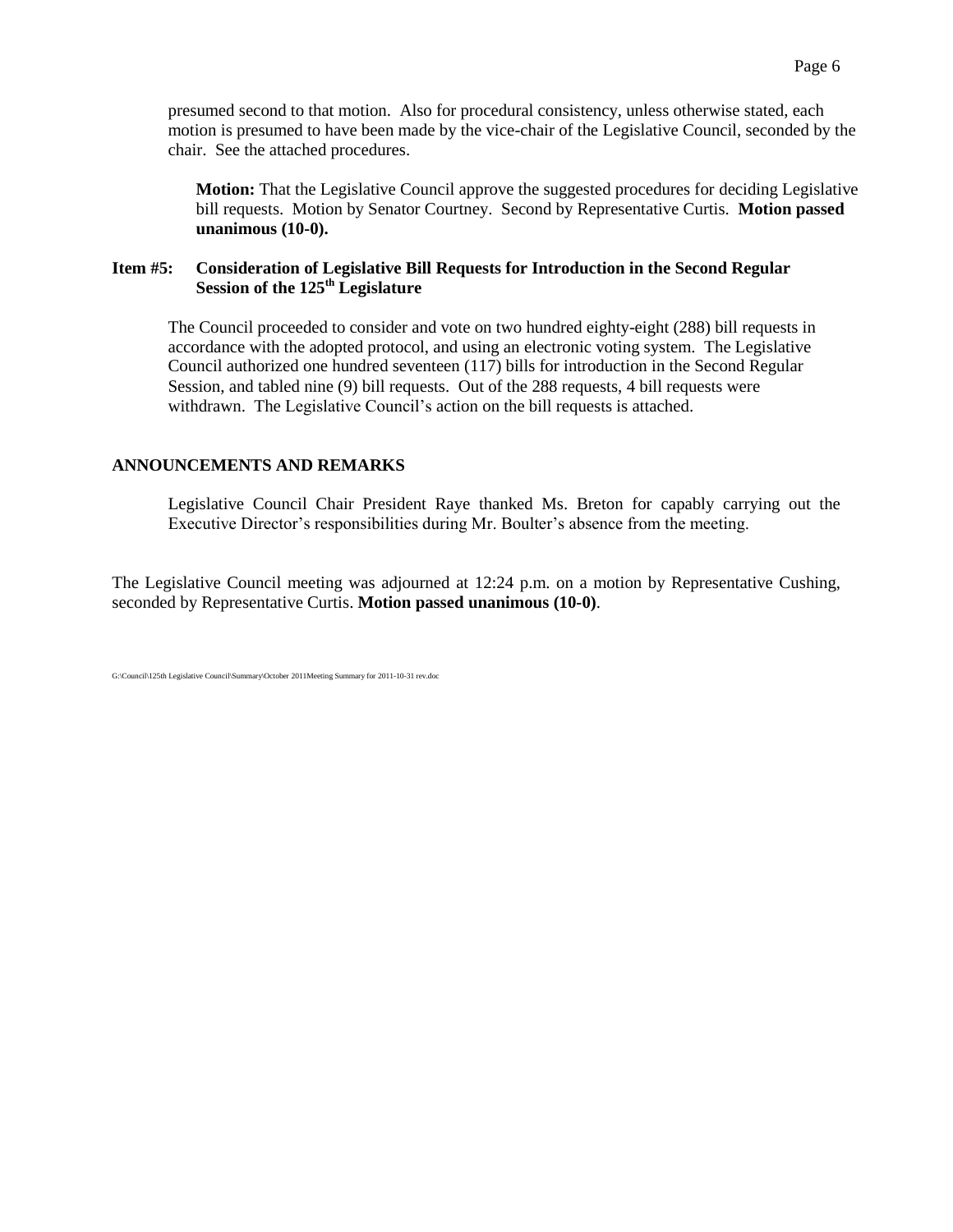presumed second to that motion. Also for procedural consistency, unless otherwise stated, each motion is presumed to have been made by the vice-chair of the Legislative Council, seconded by the chair. See the attached procedures.

**Motion:** That the Legislative Council approve the suggested procedures for deciding Legislative bill requests. Motion by Senator Courtney. Second by Representative Curtis. **Motion passed unanimous (10-0).**

### Item #5: Consideration of Legislative Bill Requests for Introduction in the Second Regular Session of the 125th Legislature

The Council proceeded to consider and vote on two hundred eighty-eight (288) bill requests in accordance with the adopted protocol, and using an electronic voting system. The Legislative Council authorized one hundred seventeen (117) bills for introduction in the Second Regular Session, and tabled nine (9) bill requests. Out of the 288 requests, 4 bill requests were withdrawn. The Legislative Council's action on the bill requests is attached.

## ANNOUNCEMENTS AND REMARKS

Legislative Council Chair President Raye thanked Ms. Breton for capably carrying out the Executive Director's responsibilities during Mr. Boulter's absence from the meeting.

The Legislative Council meeting was adjourned at 12:24 p.m. on a motion by Representative Cushing, seconded by Representative Curtis. **Motion passed unanimous (10-0)**.

G:\Council\125th Legislative Council\Summary\October 2011Meeting Summary for 2011-10-31 rev.doc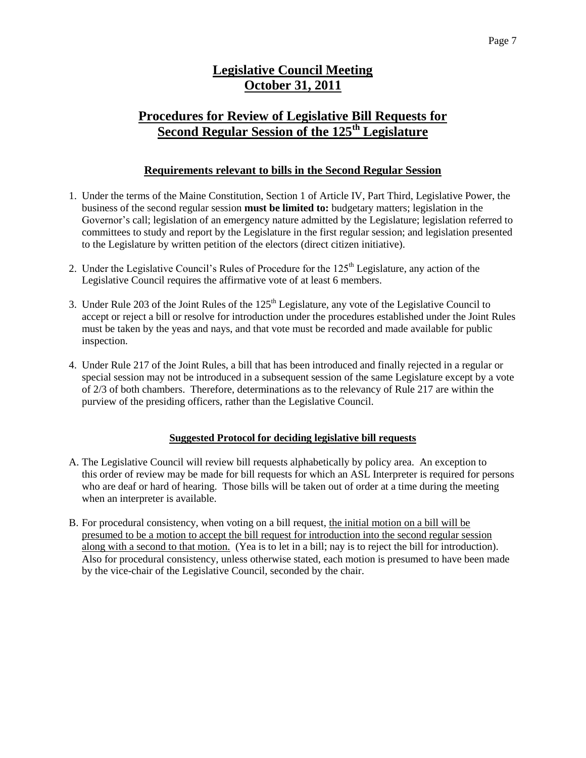# Legislative Council Meeting
# October 31, 2011

## Procedures for Review of Legislative Bill Requests for Second Regular Session of the 125th Legislature

### Requirements relevant to bills in the Second Regular Session

1. Under the terms of the Maine Constitution, Section 1 of Article IV, Part Third, Legislative Power, the business of the second regular session **must be limited to:** budgetary matters; legislation in the Governor's call; legislation of an emergency nature admitted by the Legislature; legislation referred to committees to study and report by the Legislature in the first regular session; and legislation presented to the Legislature by written petition of the electors (direct citizen initiative).

2. Under the Legislative Council's Rules of Procedure for the 125th Legislature, any action of the Legislative Council requires the affirmative vote of at least 6 members.

3. Under Rule 203 of the Joint Rules of the 125th Legislature, any vote of the Legislative Council to accept or reject a bill or resolve for introduction under the procedures established under the Joint Rules must be taken by the yeas and nays, and that vote must be recorded and made available for public inspection.

4. Under Rule 217 of the Joint Rules, a bill that has been introduced and finally rejected in a regular or special session may not be introduced in a subsequent session of the same Legislature except by a vote of 2/3 of both chambers. Therefore, determinations as to the relevancy of Rule 217 are within the purview of the presiding officers, rather than the Legislative Council.

#### Suggested Protocol for deciding legislative bill requests

A. The Legislative Council will review bill requests alphabetically by policy area. An exception to this order of review may be made for bill requests for which an ASL Interpreter is required for persons who are deaf or hard of hearing. Those bills will be taken out of order at a time during the meeting when an interpreter is available.

B. For procedural consistency, when voting on a bill request, <u>the initial motion on a bill will be presumed to be a motion to accept the bill request for introduction into the second regular session along with a second to that motion.</u> (Yea is to let in a bill; nay is to reject the bill for introduction). Also for procedural consistency, unless otherwise stated, each motion is presumed to have been made by the vice-chair of the Legislative Council, seconded by the chair.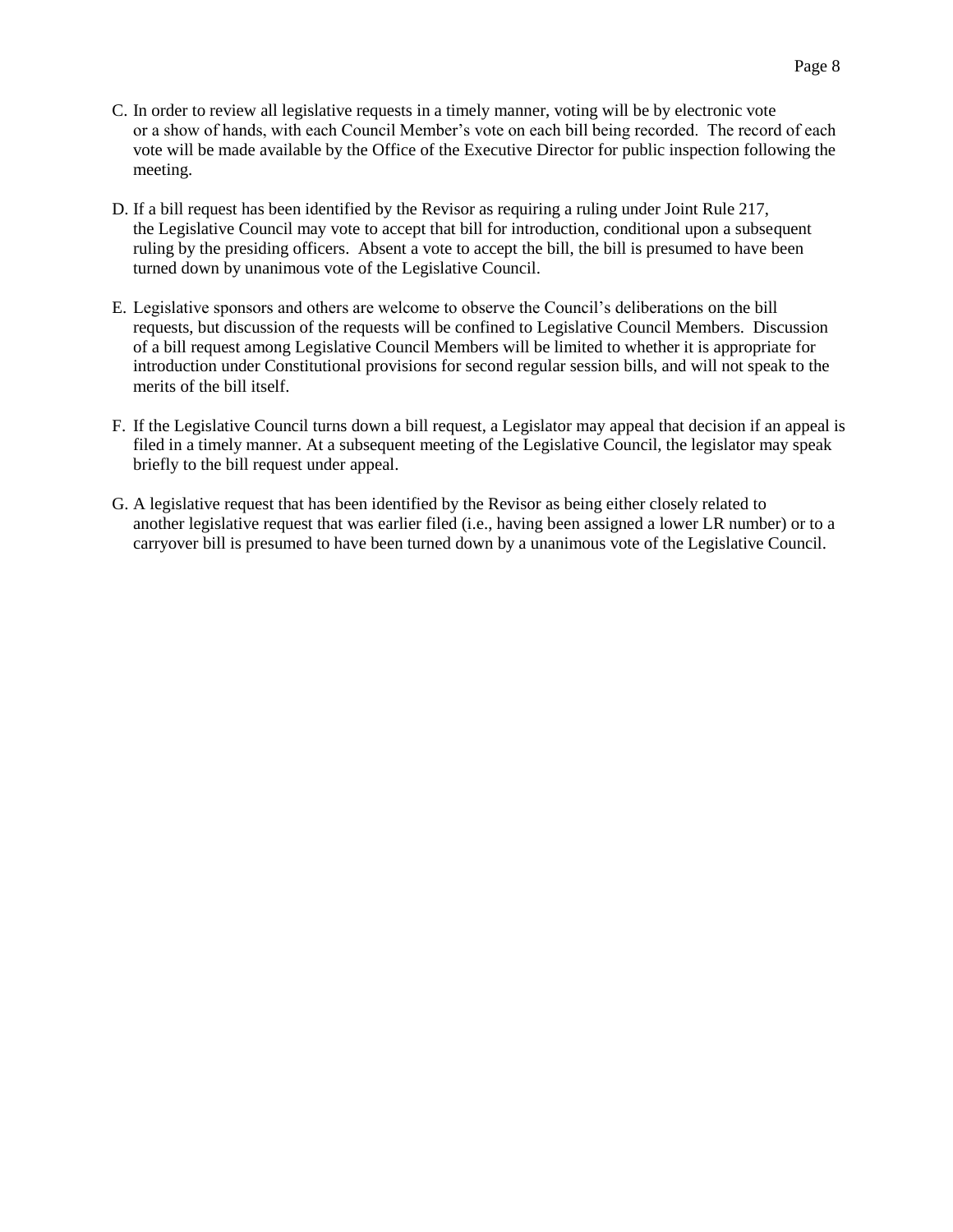C. In order to review all legislative requests in a timely manner, voting will be by electronic vote or a show of hands, with each Council Member's vote on each bill being recorded. The record of each vote will be made available by the Office of the Executive Director for public inspection following the meeting.

D. If a bill request has been identified by the Revisor as requiring a ruling under Joint Rule 217, the Legislative Council may vote to accept that bill for introduction, conditional upon a subsequent ruling by the presiding officers. Absent a vote to accept the bill, the bill is presumed to have been turned down by unanimous vote of the Legislative Council.

E. Legislative sponsors and others are welcome to observe the Council's deliberations on the bill requests, but discussion of the requests will be confined to Legislative Council Members. Discussion of a bill request among Legislative Council Members will be limited to whether it is appropriate for introduction under Constitutional provisions for second regular session bills, and will not speak to the merits of the bill itself.

F. If the Legislative Council turns down a bill request, a Legislator may appeal that decision if an appeal is filed in a timely manner. At a subsequent meeting of the Legislative Council, the legislator may speak briefly to the bill request under appeal.

G. A legislative request that has been identified by the Revisor as being either closely related to another legislative request that was earlier filed (i.e., having been assigned a lower LR number) or to a carryover bill is presumed to have been turned down by a unanimous vote of the Legislative Council.